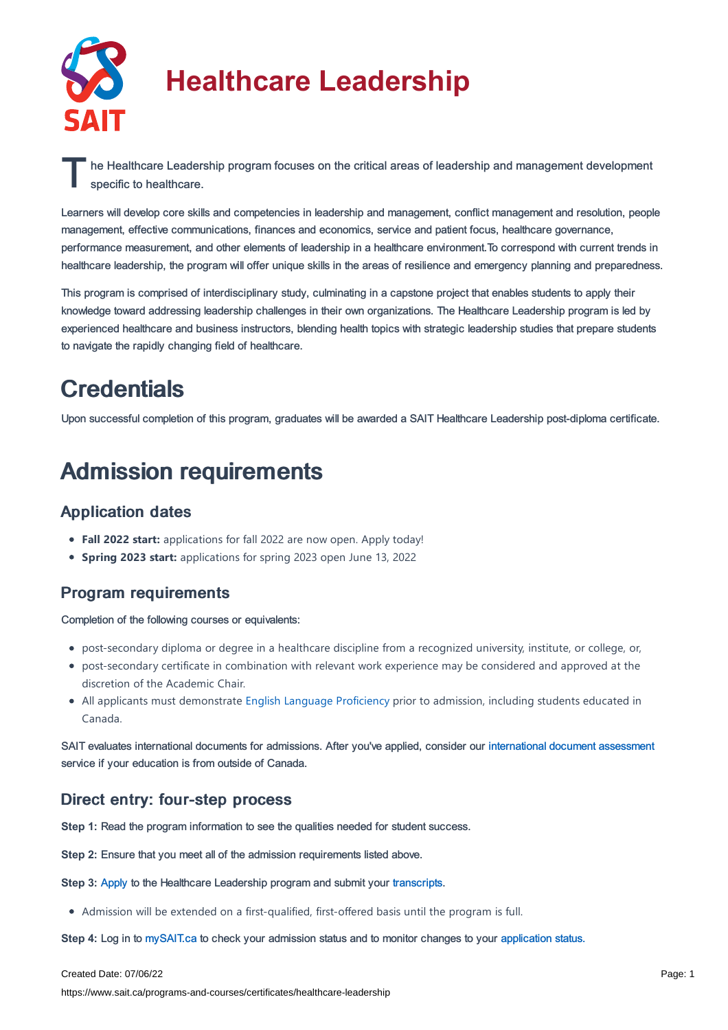# Healthcare Leadership

The Healthcare Leadership program focuses on the critical areas of leadership and management development specific to healthcare.

Learners will develop core skills and competencies in leadership and management, conflict management and resolution, people management, effective communications, finances and economics, service and patient focus, healthcare governance, performance measurement, and other elements of leadership in a healthcare environment.To correspond with current trends in healthcare leadership, the program will offer unique skills in the areas of resilience and emergency planning and preparedness.

This program is comprised of interdisciplinary study, culminating in a capstone project that enables students to apply their knowledge toward addressing leadership challenges in their own organizations. The Healthcare Leadership program is led by experienced healthcare and business instructors, blending health topics with strategic leadership studies that prepare students to navigate the rapidly changing field of healthcare.

# Credentials

Upon successful completion of this program, graduates will be awarded a SAIT Healthcare Leadership post-diploma certificate.

# Admission requirements

## Application dates

- **Fall 2022 start:** applications for fall 2022 are now open. Apply today!
- **Spring 2023 start:** applications for spring 2023 open June 13, 2022

## Program requirements

Completion of the following courses or equivalents:

- post-secondary diploma or degree in a healthcare discipline from a recognized university, institute, or college, or,
- post-secondary certificate in combination with relevant work experience may be considered and approved at the discretion of the Academic Chair.
- All applicants must demonstrate English Language Proficiency prior to admission, including students educated in Canada.

SAIT evaluates international documents for admissions. After you've applied, consider our international document assessment service if your education is from outside of Canada.

## Direct entry: four-step process

**Step 1:** Read the program information to see the qualities needed for student success.

**Step 2:** Ensure that you meet all of the admission requirements listed above.

**Step 3:** Apply to the Healthcare Leadership program and submit your transcripts.

- Admission will be extended on a first-qualified, first-offered basis until the program is full.

**Step 4:** Log in to mySAIT.ca to check your admission status and to monitor changes to your application status.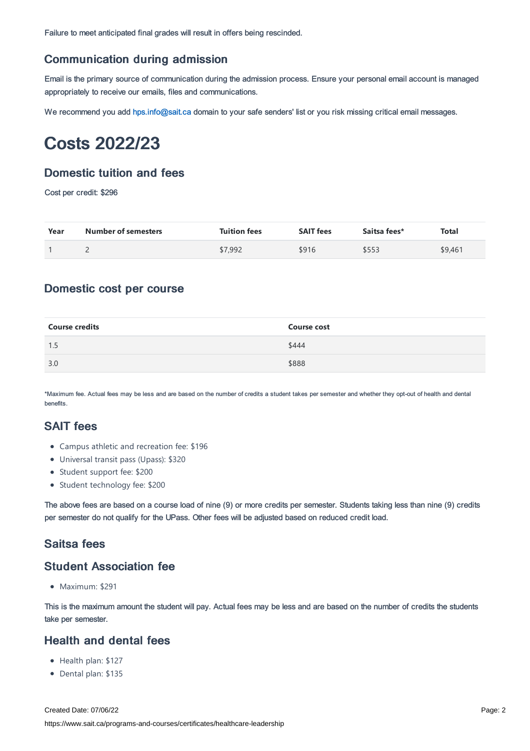Failure to meet anticipated final grades will result in offers being rescinded.

### Communication during admission

Email is the primary source of communication during the admission process. Ensure your personal email account is managed appropriately to receive our emails, files and communications.

We recommend you add hps.info@sait.ca domain to your safe senders' list or you risk missing critical email messages.

# Costs 2022/23

### Domestic tuition and fees

Cost per credit: $296

| Year | Number of semesters | Tuition fees | SAIT fees | Saitsa fees* | Total |
|---|---|---|---|---|---|
| 1 | 2 | $7,992 | $916 | $553 | $9,461 |

### Domestic cost per course

| Course credits | Course cost |
|---|---|
| 1.5 | $444 |
| 3.0 | $888 |

*Maximum fee. Actual fees may be less and are based on the number of credits a student takes per semester and whether they opt-out of health and dental benefits.

### SAIT fees

- Campus athletic and recreation fee: $196
- Universal transit pass (Upass): $320
- Student support fee: $200
- Student technology fee: $200

The above fees are based on a course load of nine (9) or more credits per semester. Students taking less than nine (9) credits per semester do not qualify for the UPass. Other fees will be adjusted based on reduced credit load.

### Saitsa fees

### Student Association fee

- Maximum: $291

This is the maximum amount the student will pay. Actual fees may be less and are based on the number of credits the students take per semester.

### Health and dental fees

- Health plan: $127
- Dental plan: $135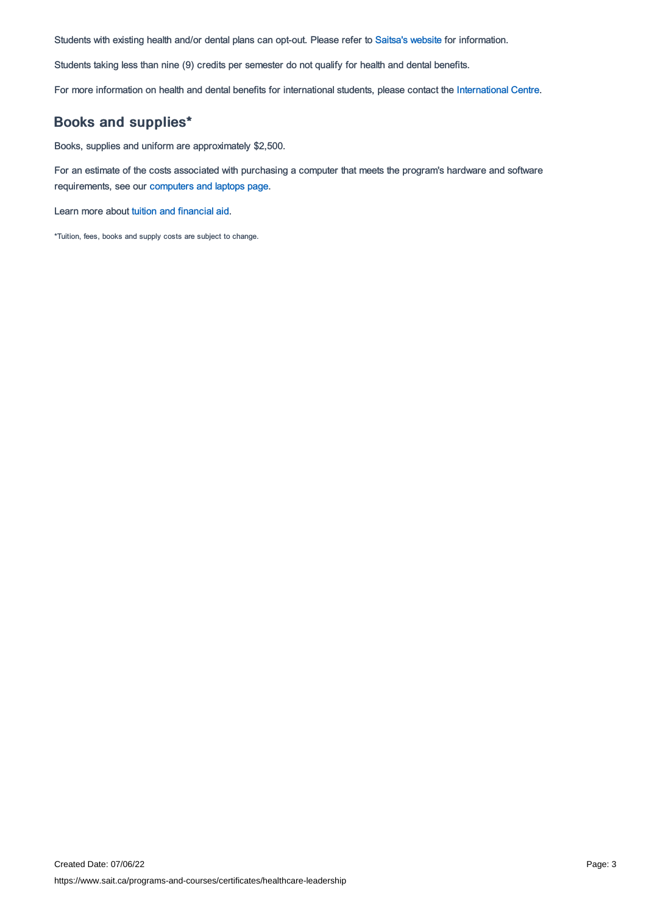Students with existing health and/or dental plans can opt-out. Please refer to Saitsa's website for information.

Students taking less than nine (9) credits per semester do not qualify for health and dental benefits.

For more information on health and dental benefits for international students, please contact the International Centre.

## Books and supplies*

Books, supplies and uniform are approximately $2,500.

For an estimate of the costs associated with purchasing a computer that meets the program's hardware and software requirements, see our computers and laptops page.

Learn more about tuition and financial aid.

*Tuition, fees, books and supply costs are subject to change.